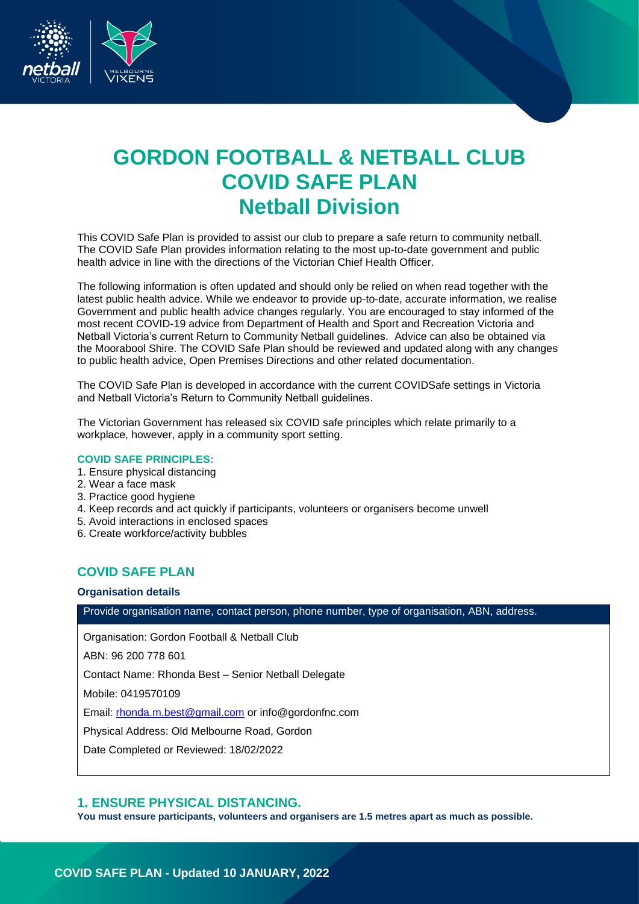# GORDON FOOTBALL & NETBALL CLUB COVID SAFE PLAN Netball Division

This COVID Safe Plan is provided to assist our club to prepare a safe return to community netball. The COVID Safe Plan provides information relating to the most up-to-date government and public health advice in line with the directions of the Victorian Chief Health Officer.

The following information is often updated and should only be relied on when read together with the latest public health advice. While we endeavor to provide up-to-date, accurate information, we realise Government and public health advice changes regularly. You are encouraged to stay informed of the most recent COVID-19 advice from Department of Health and Sport and Recreation Victoria and Netball Victoria's current Return to Community Netball guidelines. Advice can also be obtained via the Moorabool Shire. The COVID Safe Plan should be reviewed and updated along with any changes to public health advice, Open Premises Directions and other related documentation.

The COVID Safe Plan is developed in accordance with the current COVIDSafe settings in Victoria and Netball Victoria's Return to Community Netball guidelines.

The Victorian Government has released six COVID safe principles which relate primarily to a workplace, however, apply in a community sport setting.

### COVID SAFE PRINCIPLES:

1. Ensure physical distancing
2. Wear a face mask
3. Practice good hygiene
4. Keep records and act quickly if participants, volunteers or organisers become unwell
5. Avoid interactions in enclosed spaces
6. Create workforce/activity bubbles

## COVID SAFE PLAN

### Organisation details

| Provide organisation name, contact person, phone number, type of organisation, ABN, address. |
| --- |
| Organisation: Gordon Football & Netball Club<br>ABN: 96 200 778 601<br>Contact Name: Rhonda Best – Senior Netball Delegate<br>Mobile: 0419570109<br>Email: rhonda.m.best@gmail.com or info@gordonfnc.com<br>Physical Address: Old Melbourne Road, Gordon<br>Date Completed or Reviewed: 18/02/2022 |

## 1. ENSURE PHYSICAL DISTANCING.

**You must ensure participants, volunteers and organisers are 1.5 metres apart as much as possible.**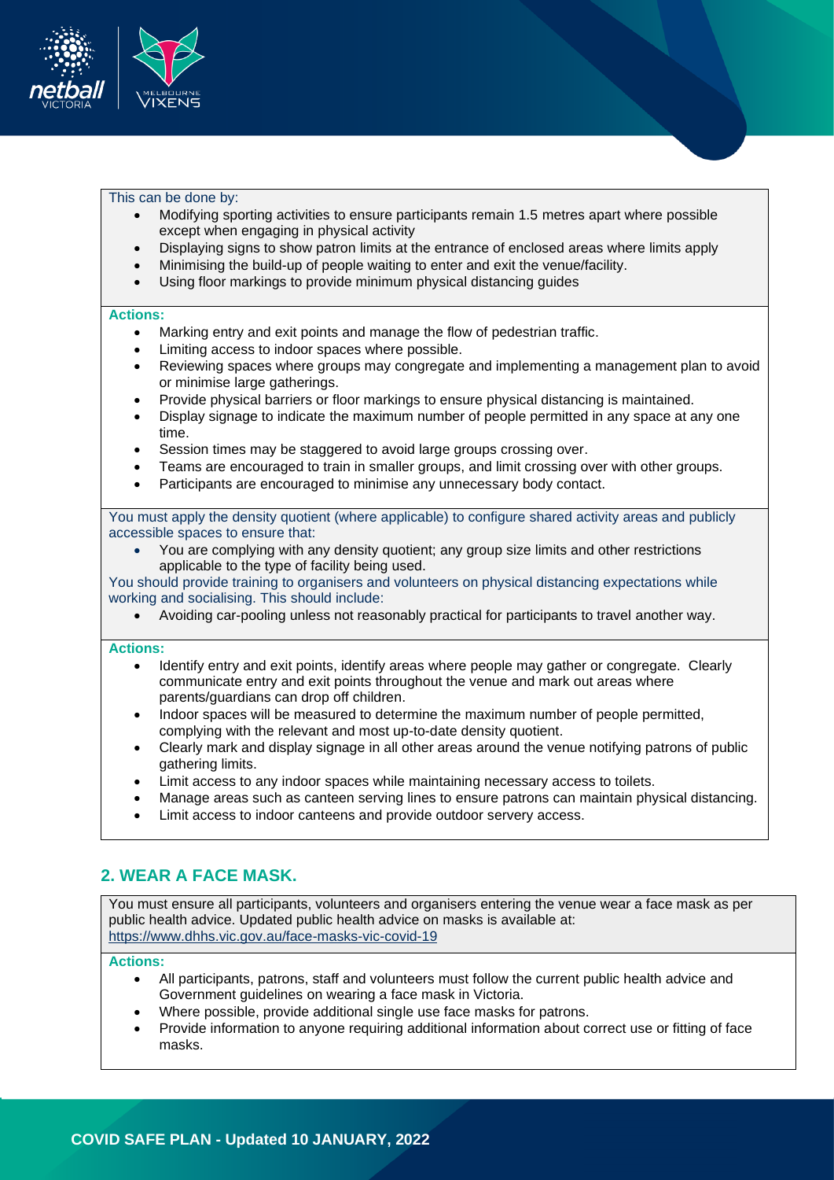This can be done by:

- Modifying sporting activities to ensure participants remain 1.5 metres apart where possible except when engaging in physical activity
- Displaying signs to show patron limits at the entrance of enclosed areas where limits apply
- Minimising the build-up of people waiting to enter and exit the venue/facility.
- Using floor markings to provide minimum physical distancing guides

**Actions:**

- Marking entry and exit points and manage the flow of pedestrian traffic.
- Limiting access to indoor spaces where possible.
- Reviewing spaces where groups may congregate and implementing a management plan to avoid or minimise large gatherings.
- Provide physical barriers or floor markings to ensure physical distancing is maintained.
- Display signage to indicate the maximum number of people permitted in any space at any one time.
- Session times may be staggered to avoid large groups crossing over.
- Teams are encouraged to train in smaller groups, and limit crossing over with other groups.
- Participants are encouraged to minimise any unnecessary body contact.

You must apply the density quotient (where applicable) to configure shared activity areas and publicly accessible spaces to ensure that:

- You are complying with any density quotient; any group size limits and other restrictions applicable to the type of facility being used.

You should provide training to organisers and volunteers on physical distancing expectations while working and socialising. This should include:

- Avoiding car-pooling unless not reasonably practical for participants to travel another way.

**Actions:**

- Identify entry and exit points, identify areas where people may gather or congregate. Clearly communicate entry and exit points throughout the venue and mark out areas where parents/guardians can drop off children.
- Indoor spaces will be measured to determine the maximum number of people permitted, complying with the relevant and most up-to-date density quotient.
- Clearly mark and display signage in all other areas around the venue notifying patrons of public gathering limits.
- Limit access to any indoor spaces while maintaining necessary access to toilets.
- Manage areas such as canteen serving lines to ensure patrons can maintain physical distancing.
- Limit access to indoor canteens and provide outdoor servery access.

## 2. WEAR A FACE MASK.

You must ensure all participants, volunteers and organisers entering the venue wear a face mask as per public health advice. Updated public health advice on masks is available at: https://www.dhhs.vic.gov.au/face-masks-vic-covid-19

**Actions:**

- All participants, patrons, staff and volunteers must follow the current public health advice and Government guidelines on wearing a face mask in Victoria.
- Where possible, provide additional single use face masks for patrons.
- Provide information to anyone requiring additional information about correct use or fitting of face masks.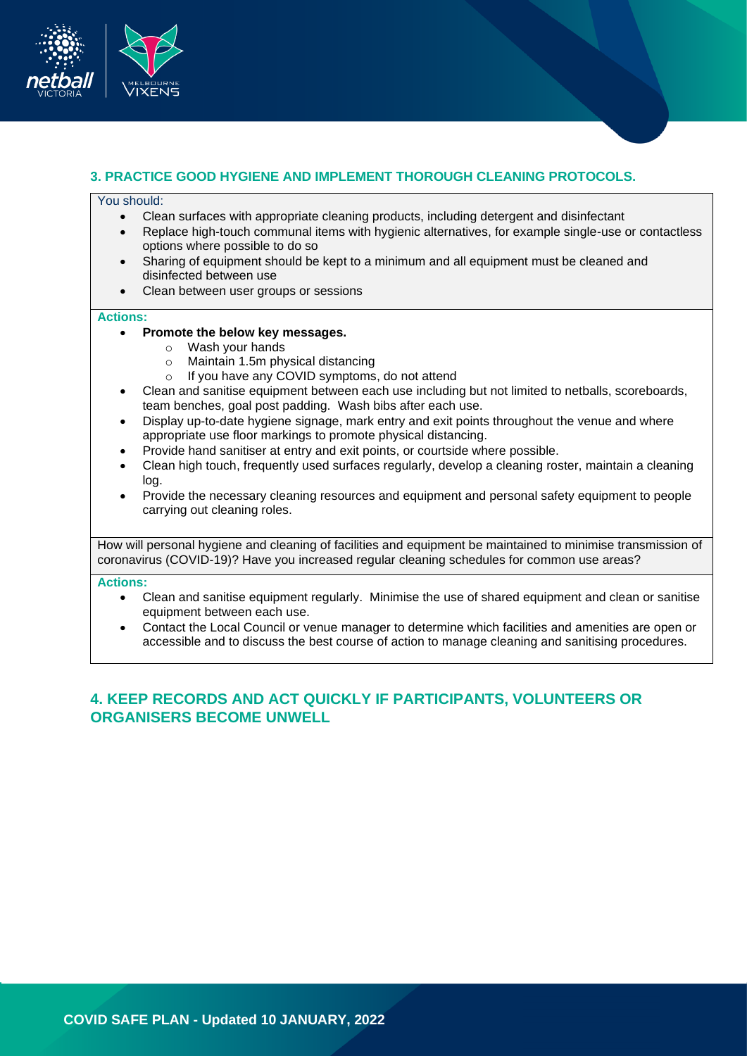## 3. PRACTICE GOOD HYGIENE AND IMPLEMENT THOROUGH CLEANING PROTOCOLS.

You should:

- Clean surfaces with appropriate cleaning products, including detergent and disinfectant
- Replace high-touch communal items with hygienic alternatives, for example single-use or contactless options where possible to do so
- Sharing of equipment should be kept to a minimum and all equipment must be cleaned and disinfected between use
- Clean between user groups or sessions

**Actions:**

- **Promote the below key messages.**
  - Wash your hands
  - Maintain 1.5m physical distancing
  - If you have any COVID symptoms, do not attend
- Clean and sanitise equipment between each use including but not limited to netballs, scoreboards, team benches, goal post padding. Wash bibs after each use.
- Display up-to-date hygiene signage, mark entry and exit points throughout the venue and where appropriate use floor markings to promote physical distancing.
- Provide hand sanitiser at entry and exit points, or courtside where possible.
- Clean high touch, frequently used surfaces regularly, develop a cleaning roster, maintain a cleaning log.
- Provide the necessary cleaning resources and equipment and personal safety equipment to people carrying out cleaning roles.

How will personal hygiene and cleaning of facilities and equipment be maintained to minimise transmission of coronavirus (COVID-19)? Have you increased regular cleaning schedules for common use areas?

**Actions:**

- Clean and sanitise equipment regularly. Minimise the use of shared equipment and clean or sanitise equipment between each use.
- Contact the Local Council or venue manager to determine which facilities and amenities are open or accessible and to discuss the best course of action to manage cleaning and sanitising procedures.

## 4. KEEP RECORDS AND ACT QUICKLY IF PARTICIPANTS, VOLUNTEERS OR ORGANISERS BECOME UNWELL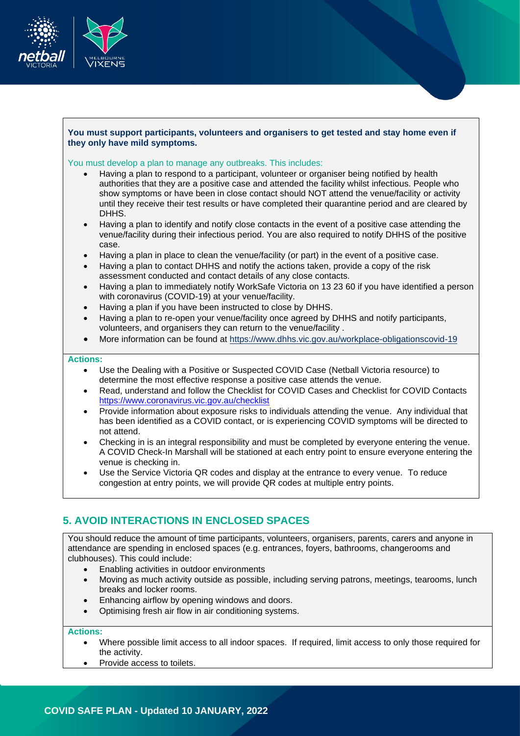**You must support participants, volunteers and organisers to get tested and stay home even if they only have mild symptoms.**

You must develop a plan to manage any outbreaks. This includes:

- Having a plan to respond to a participant, volunteer or organiser being notified by health authorities that they are a positive case and attended the facility whilst infectious. People who show symptoms or have been in close contact should NOT attend the venue/facility or activity until they receive their test results or have completed their quarantine period and are cleared by DHHS.
- Having a plan to identify and notify close contacts in the event of a positive case attending the venue/facility during their infectious period. You are also required to notify DHHS of the positive case.
- Having a plan in place to clean the venue/facility (or part) in the event of a positive case.
- Having a plan to contact DHHS and notify the actions taken, provide a copy of the risk assessment conducted and contact details of any close contacts.
- Having a plan to immediately notify WorkSafe Victoria on 13 23 60 if you have identified a person with coronavirus (COVID-19) at your venue/facility.
- Having a plan if you have been instructed to close by DHHS.
- Having a plan to re-open your venue/facility once agreed by DHHS and notify participants, volunteers, and organisers they can return to the venue/facility .
- More information can be found at https://www.dhhs.vic.gov.au/workplace-obligationscovid-19

**Actions:**

- Use the Dealing with a Positive or Suspected COVID Case (Netball Victoria resource) to determine the most effective response a positive case attends the venue.
- Read, understand and follow the Checklist for COVID Cases and Checklist for COVID Contacts https://www.coronavirus.vic.gov.au/checklist
- Provide information about exposure risks to individuals attending the venue. Any individual that has been identified as a COVID contact, or is experiencing COVID symptoms will be directed to not attend.
- Checking in is an integral responsibility and must be completed by everyone entering the venue. A COVID Check-In Marshall will be stationed at each entry point to ensure everyone entering the venue is checking in.
- Use the Service Victoria QR codes and display at the entrance to every venue. To reduce congestion at entry points, we will provide QR codes at multiple entry points.

## 5. AVOID INTERACTIONS IN ENCLOSED SPACES

You should reduce the amount of time participants, volunteers, organisers, parents, carers and anyone in attendance are spending in enclosed spaces (e.g. entrances, foyers, bathrooms, changerooms and clubhouses). This could include:

- Enabling activities in outdoor environments
- Moving as much activity outside as possible, including serving patrons, meetings, tearooms, lunch breaks and locker rooms.
- Enhancing airflow by opening windows and doors.
- Optimising fresh air flow in air conditioning systems.

**Actions:**

- Where possible limit access to all indoor spaces. If required, limit access to only those required for the activity.
- Provide access to toilets.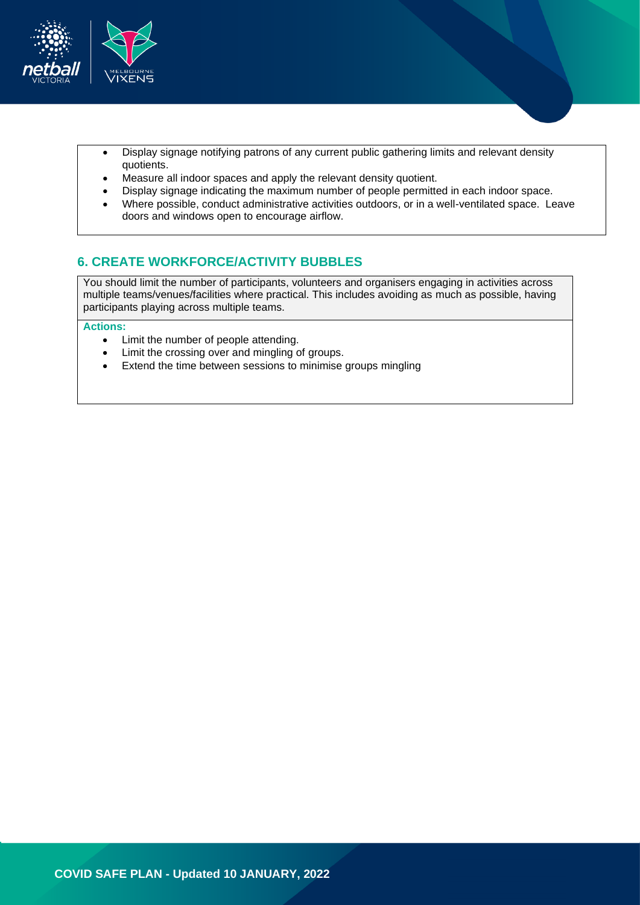- Display signage notifying patrons of any current public gathering limits and relevant density quotients.
- Measure all indoor spaces and apply the relevant density quotient.
- Display signage indicating the maximum number of people permitted in each indoor space.
- Where possible, conduct administrative activities outdoors, or in a well-ventilated space. Leave doors and windows open to encourage airflow.

## 6. CREATE WORKFORCE/ACTIVITY BUBBLES

You should limit the number of participants, volunteers and organisers engaging in activities across multiple teams/venues/facilities where practical. This includes avoiding as much as possible, having participants playing across multiple teams.

**Actions:**

- Limit the number of people attending.
- Limit the crossing over and mingling of groups.
- Extend the time between sessions to minimise groups mingling